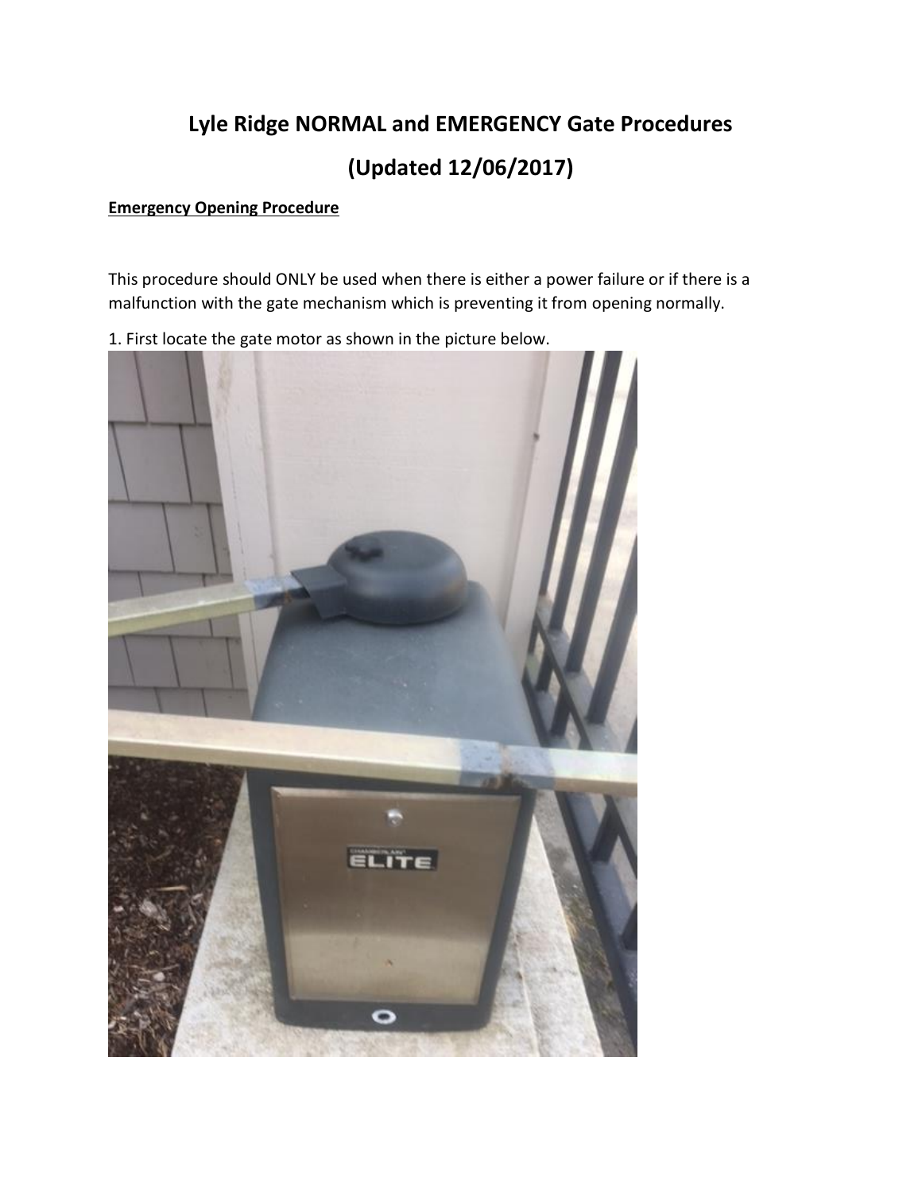# Lyle Ridge NORMAL and EMERGENCY Gate Procedures

# (Updated 12/06/2017)

**Emergency Opening Procedure**

This procedure should ONLY be used when there is either a power failure or if there is a malfunction with the gate mechanism which is preventing it from opening normally.

1. First locate the gate motor as shown in the picture below.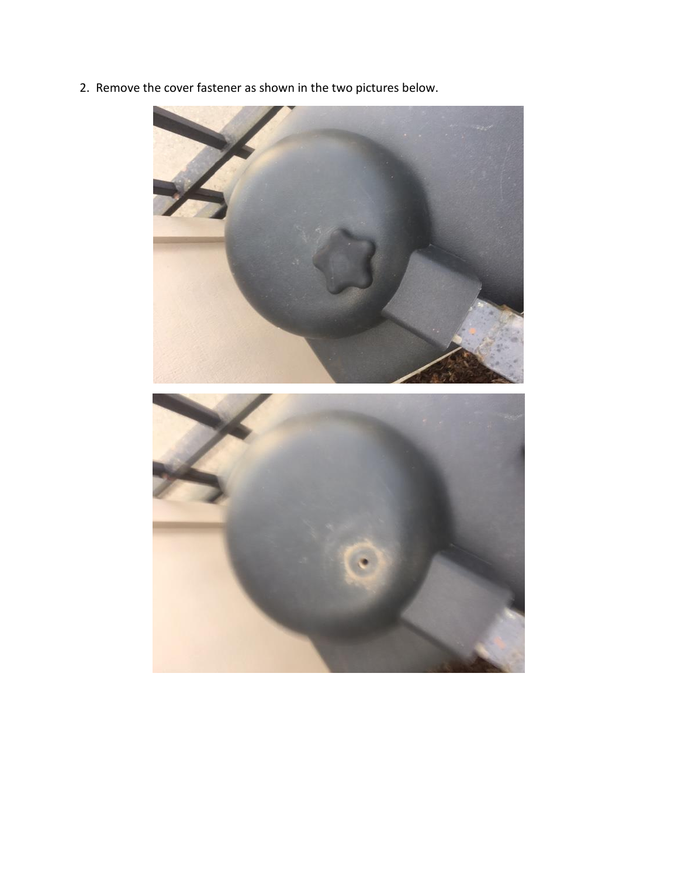2. Remove the cover fastener as shown in the two pictures below.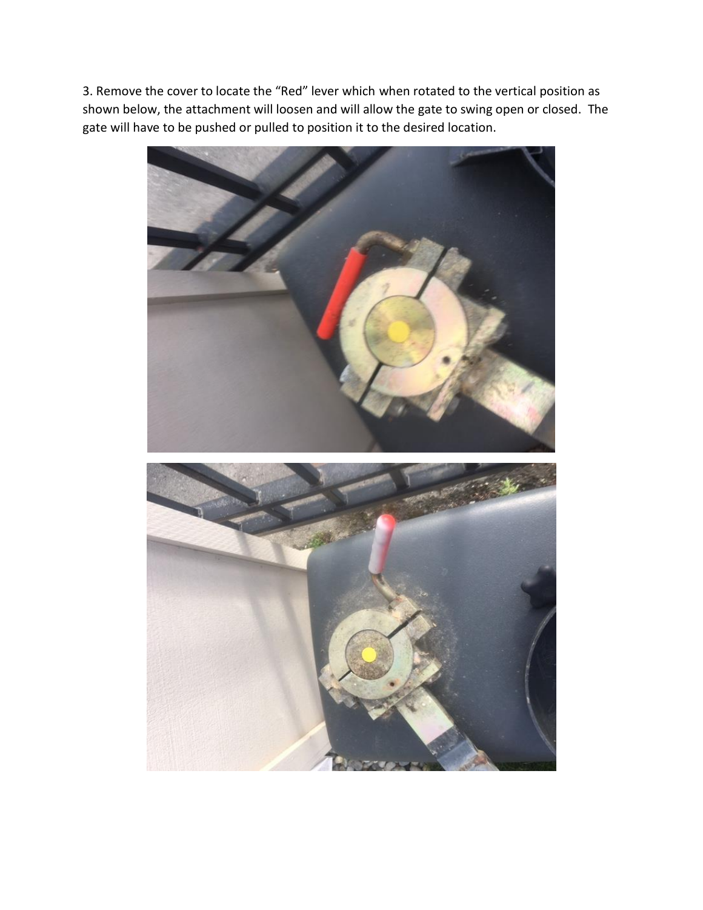3. Remove the cover to locate the "Red" lever which when rotated to the vertical position as shown below, the attachment will loosen and will allow the gate to swing open or closed. The gate will have to be pushed or pulled to position it to the desired location.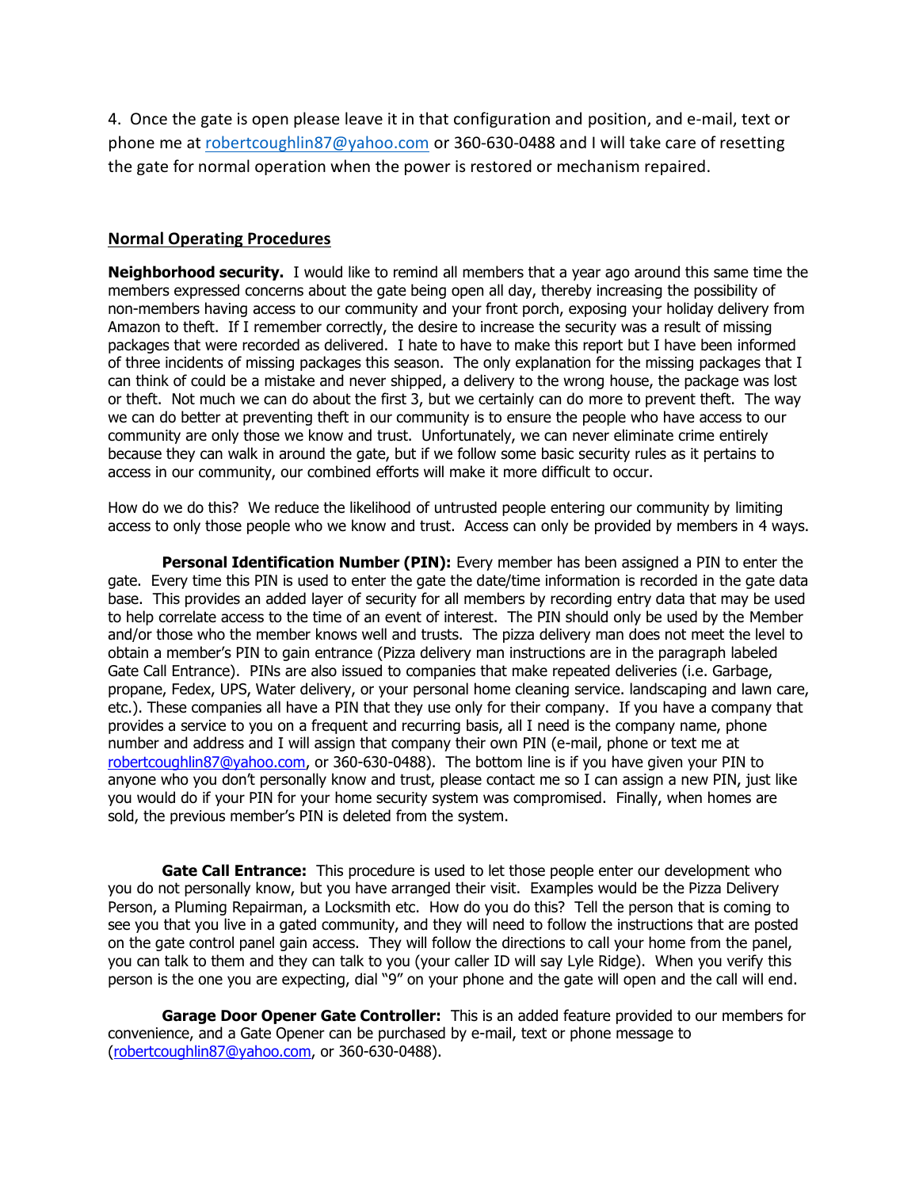4. Once the gate is open please leave it in that configuration and position, and e-mail, text or phone me at robertcoughlin87@yahoo.com or 360-630-0488 and I will take care of resetting the gate for normal operation when the power is restored or mechanism repaired.

## Normal Operating Procedures

**Neighborhood security.** I would like to remind all members that a year ago around this same time the members expressed concerns about the gate being open all day, thereby increasing the possibility of non-members having access to our community and your front porch, exposing your holiday delivery from Amazon to theft. If I remember correctly, the desire to increase the security was a result of missing packages that were recorded as delivered. I hate to have to make this report but I have been informed of three incidents of missing packages this season. The only explanation for the missing packages that I can think of could be a mistake and never shipped, a delivery to the wrong house, the package was lost or theft. Not much we can do about the first 3, but we certainly can do more to prevent theft. The way we can do better at preventing theft in our community is to ensure the people who have access to our community are only those we know and trust. Unfortunately, we can never eliminate crime entirely because they can walk in around the gate, but if we follow some basic security rules as it pertains to access in our community, our combined efforts will make it more difficult to occur.

How do we do this? We reduce the likelihood of untrusted people entering our community by limiting access to only those people who we know and trust. Access can only be provided by members in 4 ways.

**Personal Identification Number (PIN):** Every member has been assigned a PIN to enter the gate. Every time this PIN is used to enter the gate the date/time information is recorded in the gate data base. This provides an added layer of security for all members by recording entry data that may be used to help correlate access to the time of an event of interest. The PIN should only be used by the Member and/or those who the member knows well and trusts. The pizza delivery man does not meet the level to obtain a member's PIN to gain entrance (Pizza delivery man instructions are in the paragraph labeled Gate Call Entrance). PINs are also issued to companies that make repeated deliveries (i.e. Garbage, propane, Fedex, UPS, Water delivery, or your personal home cleaning service. landscaping and lawn care, etc.). These companies all have a PIN that they use only for their company. If you have a company that provides a service to you on a frequent and recurring basis, all I need is the company name, phone number and address and I will assign that company their own PIN (e-mail, phone or text me at robertcoughlin87@yahoo.com, or 360-630-0488). The bottom line is if you have given your PIN to anyone who you don't personally know and trust, please contact me so I can assign a new PIN, just like you would do if your PIN for your home security system was compromised. Finally, when homes are sold, the previous member's PIN is deleted from the system.

**Gate Call Entrance:** This procedure is used to let those people enter our development who you do not personally know, but you have arranged their visit. Examples would be the Pizza Delivery Person, a Pluming Repairman, a Locksmith etc. How do you do this? Tell the person that is coming to see you that you live in a gated community, and they will need to follow the instructions that are posted on the gate control panel gain access. They will follow the directions to call your home from the panel, you can talk to them and they can talk to you (your caller ID will say Lyle Ridge). When you verify this person is the one you are expecting, dial "9" on your phone and the gate will open and the call will end.

**Garage Door Opener Gate Controller:** This is an added feature provided to our members for convenience, and a Gate Opener can be purchased by e-mail, text or phone message to (robertcoughlin87@yahoo.com, or 360-630-0488).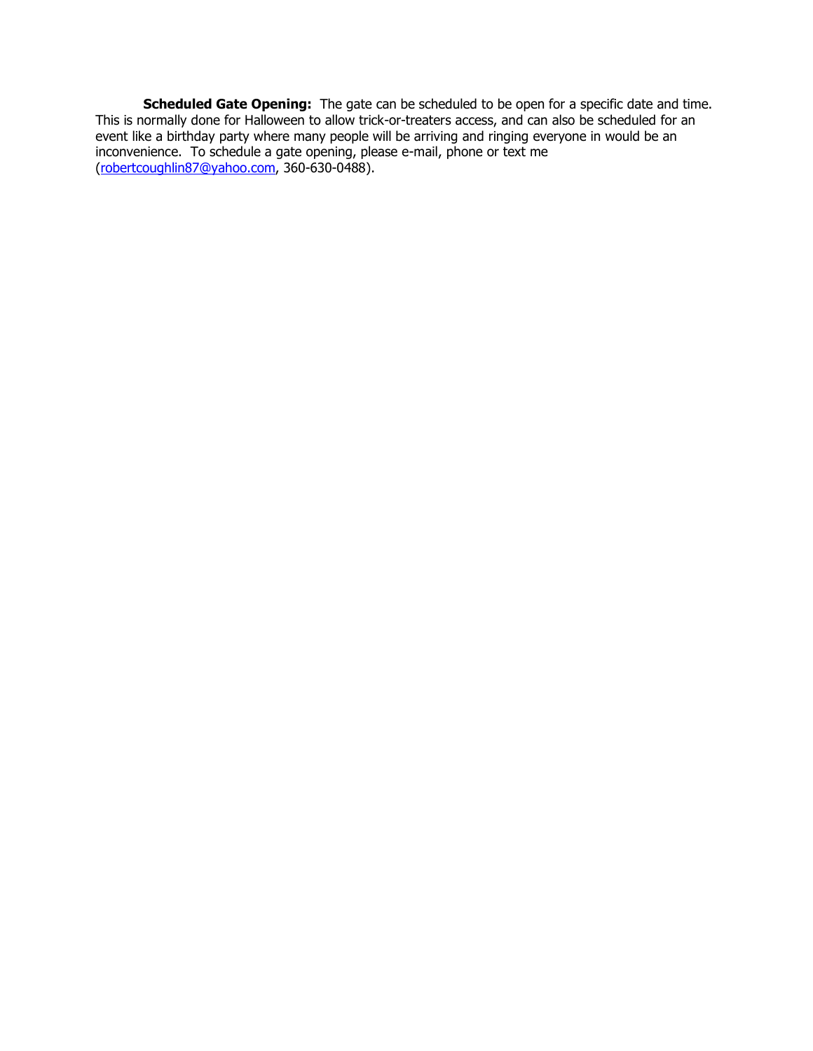**Scheduled Gate Opening:** The gate can be scheduled to be open for a specific date and time. This is normally done for Halloween to allow trick-or-treaters access, and can also be scheduled for an event like a birthday party where many people will be arriving and ringing everyone in would be an inconvenience. To schedule a gate opening, please e-mail, phone or text me (robertcoughlin87@yahoo.com, 360-630-0488).